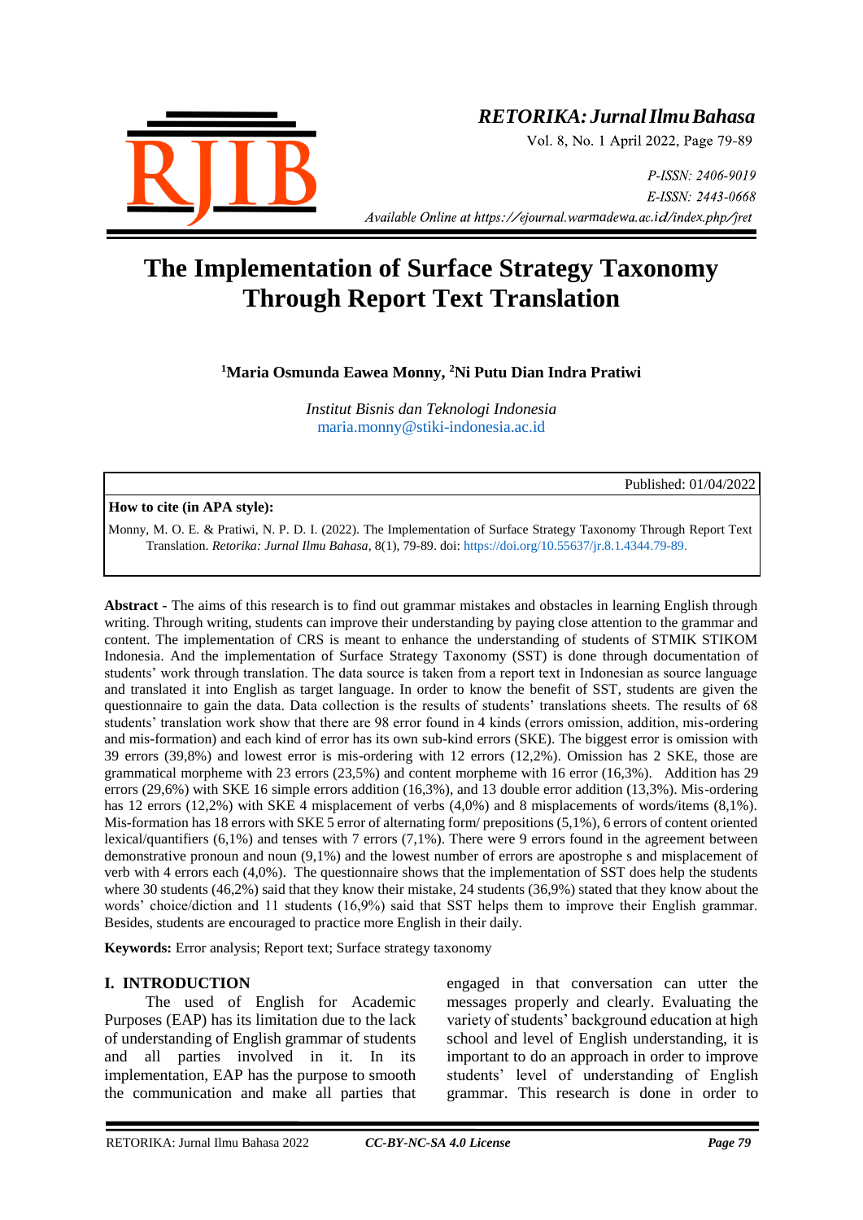# The Implementation of Surface Strategy Taxonomy Through Report Text Translation

**[1]Maria Osmunda Eawea Monny, [2]Ni Putu Dian Indra Pratiwi**

*Institut Bisnis dan Teknologi Indonesia*
maria.monny@stiki-indonesia.ac.id

Published: 01/04/2022

**How to cite (in APA style):**

Monny, M. O. E. & Pratiwi, N. P. D. I. (2022). The Implementation of Surface Strategy Taxonomy Through Report Text Translation. *Retorika: Jurnal Ilmu Bahasa*, 8(1), 79-89. doi: https://doi.org/10.55637/jr.8.1.4344.79-89.

**Abstract -** The aims of this research is to find out grammar mistakes and obstacles in learning English through writing. Through writing, students can improve their understanding by paying close attention to the grammar and content. The implementation of CRS is meant to enhance the understanding of students of STMIK STIKOM Indonesia. And the implementation of Surface Strategy Taxonomy (SST) is done through documentation of students' work through translation. The data source is taken from a report text in Indonesian as source language and translated it into English as target language. In order to know the benefit of SST, students are given the questionnaire to gain the data. Data collection is the results of students' translations sheets. The results of 68 students' translation work show that there are 98 error found in 4 kinds (errors omission, addition, mis-ordering and mis-formation) and each kind of error has its own sub-kind errors (SKE). The biggest error is omission with 39 errors (39,8%) and lowest error is mis-ordering with 12 errors (12,2%). Omission has 2 SKE, those are grammatical morpheme with 23 errors (23,5%) and content morpheme with 16 error (16,3%). Addition has 29 errors (29,6%) with SKE 16 simple errors addition (16,3%), and 13 double error addition (13,3%). Mis-ordering has 12 errors (12,2%) with SKE 4 misplacement of verbs (4,0%) and 8 misplacements of words/items (8,1%). Mis-formation has 18 errors with SKE 5 error of alternating form/ prepositions (5,1%), 6 errors of content oriented lexical/quantifiers (6,1%) and tenses with 7 errors (7,1%). There were 9 errors found in the agreement between demonstrative pronoun and noun (9,1%) and the lowest number of errors are apostrophe s and misplacement of verb with 4 errors each (4,0%). The questionnaire shows that the implementation of SST does help the students where 30 students (46,2%) said that they know their mistake, 24 students (36,9%) stated that they know about the words' choice/diction and 11 students (16,9%) said that SST helps them to improve their English grammar. Besides, students are encouraged to practice more English in their daily.

**Keywords:** Error analysis; Report text; Surface strategy taxonomy

## I. INTRODUCTION

The used of English for Academic Purposes (EAP) has its limitation due to the lack of understanding of English grammar of students and all parties involved in it. In its implementation, EAP has the purpose to smooth the communication and make all parties that engaged in that conversation can utter the messages properly and clearly. Evaluating the variety of students' background education at high school and level of English understanding, it is important to do an approach in order to improve students' level of understanding of English grammar. This research is done in order to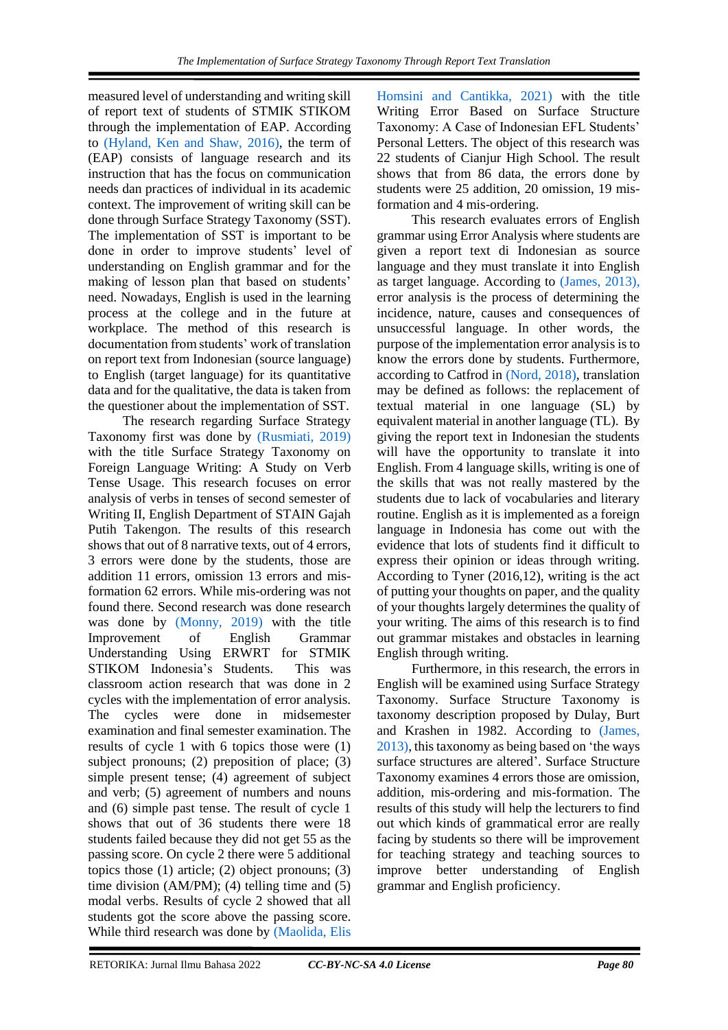measured level of understanding and writing skill of report text of students of STMIK STIKOM through the implementation of EAP. According to (Hyland, Ken and Shaw, 2016), the term of (EAP) consists of language research and its instruction that has the focus on communication needs dan practices of individual in its academic context. The improvement of writing skill can be done through Surface Strategy Taxonomy (SST). The implementation of SST is important to be done in order to improve students' level of understanding on English grammar and for the making of lesson plan that based on students' need. Nowadays, English is used in the learning process at the college and in the future at workplace. The method of this research is documentation from students' work of translation on report text from Indonesian (source language) to English (target language) for its quantitative data and for the qualitative, the data is taken from the questioner about the implementation of SST.

The research regarding Surface Strategy Taxonomy first was done by (Rusmiati, 2019) with the title Surface Strategy Taxonomy on Foreign Language Writing: A Study on Verb Tense Usage. This research focuses on error analysis of verbs in tenses of second semester of Writing II, English Department of STAIN Gajah Putih Takengon. The results of this research shows that out of 8 narrative texts, out of 4 errors, 3 errors were done by the students, those are addition 11 errors, omission 13 errors and mis-formation 62 errors. While mis-ordering was not found there. Second research was done research was done by (Monny, 2019) with the title Improvement of English Grammar Understanding Using ERWRT for STMIK STIKOM Indonesia's Students. This was classroom action research that was done in 2 cycles with the implementation of error analysis. The cycles were done in midsemester examination and final semester examination. The results of cycle 1 with 6 topics those were (1) subject pronouns; (2) preposition of place; (3) simple present tense; (4) agreement of subject and verb; (5) agreement of numbers and nouns and (6) simple past tense. The result of cycle 1 shows that out of 36 students there were 18 students failed because they did not get 55 as the passing score. On cycle 2 there were 5 additional topics those (1) article; (2) object pronouns; (3) time division (AM/PM); (4) telling time and (5) modal verbs. Results of cycle 2 showed that all students got the score above the passing score. While third research was done by (Maolida, Elis Homsini and Cantikka, 2021) with the title Writing Error Based on Surface Structure Taxonomy: A Case of Indonesian EFL Students' Personal Letters. The object of this research was 22 students of Cianjur High School. The result shows that from 86 data, the errors done by students were 25 addition, 20 omission, 19 mis-formation and 4 mis-ordering.

This research evaluates errors of English grammar using Error Analysis where students are given a report text di Indonesian as source language and they must translate it into English as target language. According to (James, 2013), error analysis is the process of determining the incidence, nature, causes and consequences of unsuccessful language. In other words, the purpose of the implementation error analysis is to know the errors done by students. Furthermore, according to Catfrod in (Nord, 2018), translation may be defined as follows: the replacement of textual material in one language (SL) by equivalent material in another language (TL). By giving the report text in Indonesian the students will have the opportunity to translate it into English. From 4 language skills, writing is one of the skills that was not really mastered by the students due to lack of vocabularies and literary routine. English as it is implemented as a foreign language in Indonesia has come out with the evidence that lots of students find it difficult to express their opinion or ideas through writing. According to Tyner (2016,12), writing is the act of putting your thoughts on paper, and the quality of your thoughts largely determines the quality of your writing. The aims of this research is to find out grammar mistakes and obstacles in learning English through writing.

Furthermore, in this research, the errors in English will be examined using Surface Strategy Taxonomy. Surface Structure Taxonomy is taxonomy description proposed by Dulay, Burt and Krashen in 1982. According to (James, 2013), this taxonomy as being based on 'the ways surface structures are altered'. Surface Structure Taxonomy examines 4 errors those are omission, addition, mis-ordering and mis-formation. The results of this study will help the lecturers to find out which kinds of grammatical error are really facing by students so there will be improvement for teaching strategy and teaching sources to improve better understanding of English grammar and English proficiency.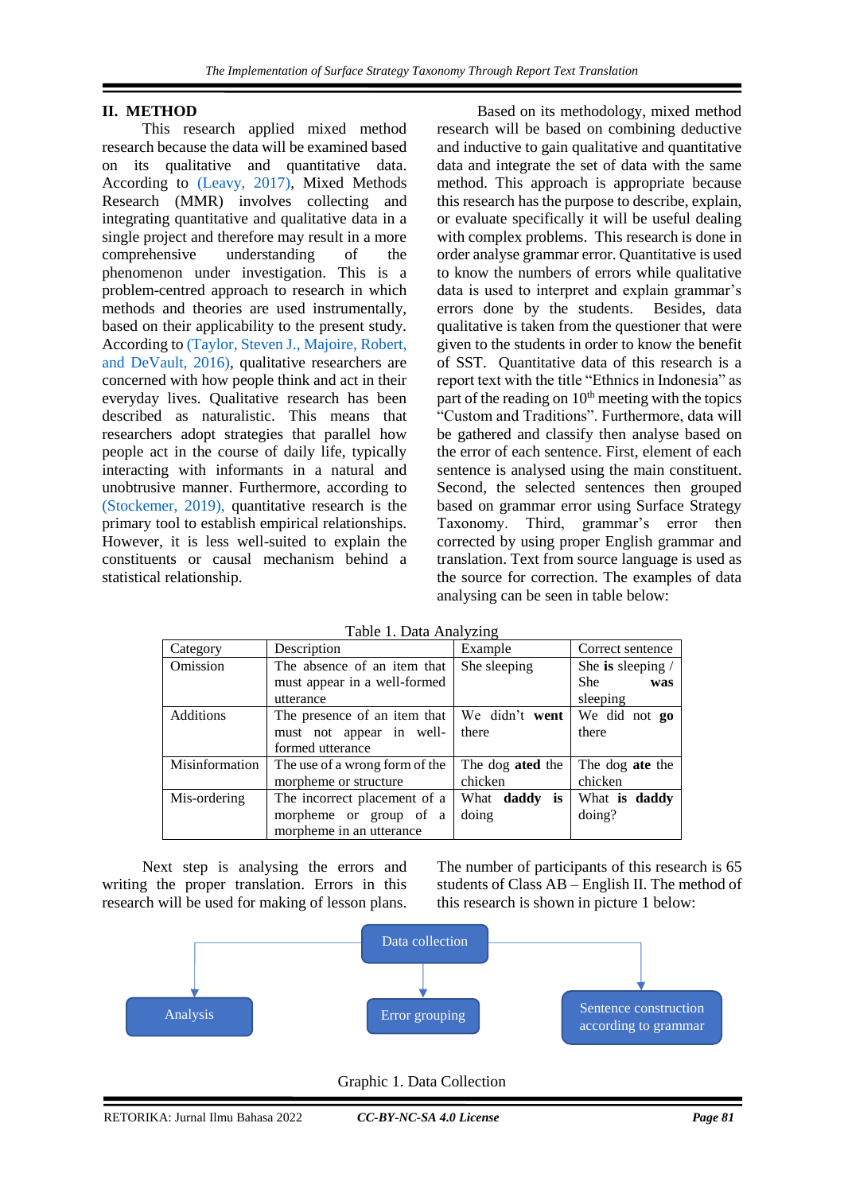## II. METHOD

This research applied mixed method research because the data will be examined based on its qualitative and quantitative data. According to (Leavy, 2017), Mixed Methods Research (MMR) involves collecting and integrating quantitative and qualitative data in a single project and therefore may result in a more comprehensive understanding of the phenomenon under investigation. This is a problem-centred approach to research in which methods and theories are used instrumentally, based on their applicability to the present study. According to (Taylor, Steven J., Majoire, Robert, and DeVault, 2016), qualitative researchers are concerned with how people think and act in their everyday lives. Qualitative research has been described as naturalistic. This means that researchers adopt strategies that parallel how people act in the course of daily life, typically interacting with informants in a natural and unobtrusive manner. Furthermore, according to (Stockemer, 2019), quantitative research is the primary tool to establish empirical relationships. However, it is less well-suited to explain the constituents or causal mechanism behind a statistical relationship.

Based on its methodology, mixed method research will be based on combining deductive and inductive to gain qualitative and quantitative data and integrate the set of data with the same method. This approach is appropriate because this research has the purpose to describe, explain, or evaluate specifically it will be useful dealing with complex problems. This research is done in order analyse grammar error. Quantitative is used to know the numbers of errors while qualitative data is used to interpret and explain grammar's errors done by the students. Besides, data qualitative is taken from the questioner that were given to the students in order to know the benefit of SST. Quantitative data of this research is a report text with the title "Ethnics in Indonesia" as part of the reading on 10th meeting with the topics "Custom and Traditions". Furthermore, data will be gathered and classify then analyse based on the error of each sentence. First, element of each sentence is analysed using the main constituent. Second, the selected sentences then grouped based on grammar error using Surface Strategy Taxonomy. Third, grammar's error then corrected by using proper English grammar and translation. Text from source language is used as the source for correction. The examples of data analysing can be seen in table below:

Table 1. Data Analyzing

| Category | Description | Example | Correct sentence |
|---|---|---|---|
| Omission | The absence of an item that must appear in a well-formed utterance | She sleeping | She **is** sleeping / She **was** sleeping |
| Additions | The presence of an item that must not appear in well-formed utterance | We didn't **went** there | We did not **go** there |
| Misinformation | The use of a wrong form of the morpheme or structure | The dog **ated** the chicken | The dog **ate** the chicken |
| Mis-ordering | The incorrect placement of a morpheme or group of a morpheme in an utterance | What **daddy is** doing | What **is daddy** doing? |

Next step is analysing the errors and writing the proper translation. Errors in this research will be used for making of lesson plans.

The number of participants of this research is 65 students of Class AB – English II. The method of this research is shown in picture 1 below:

Data collection → Analysis; Data collection → Error grouping; Data collection → Sentence construction according to grammar

Graphic 1. Data Collection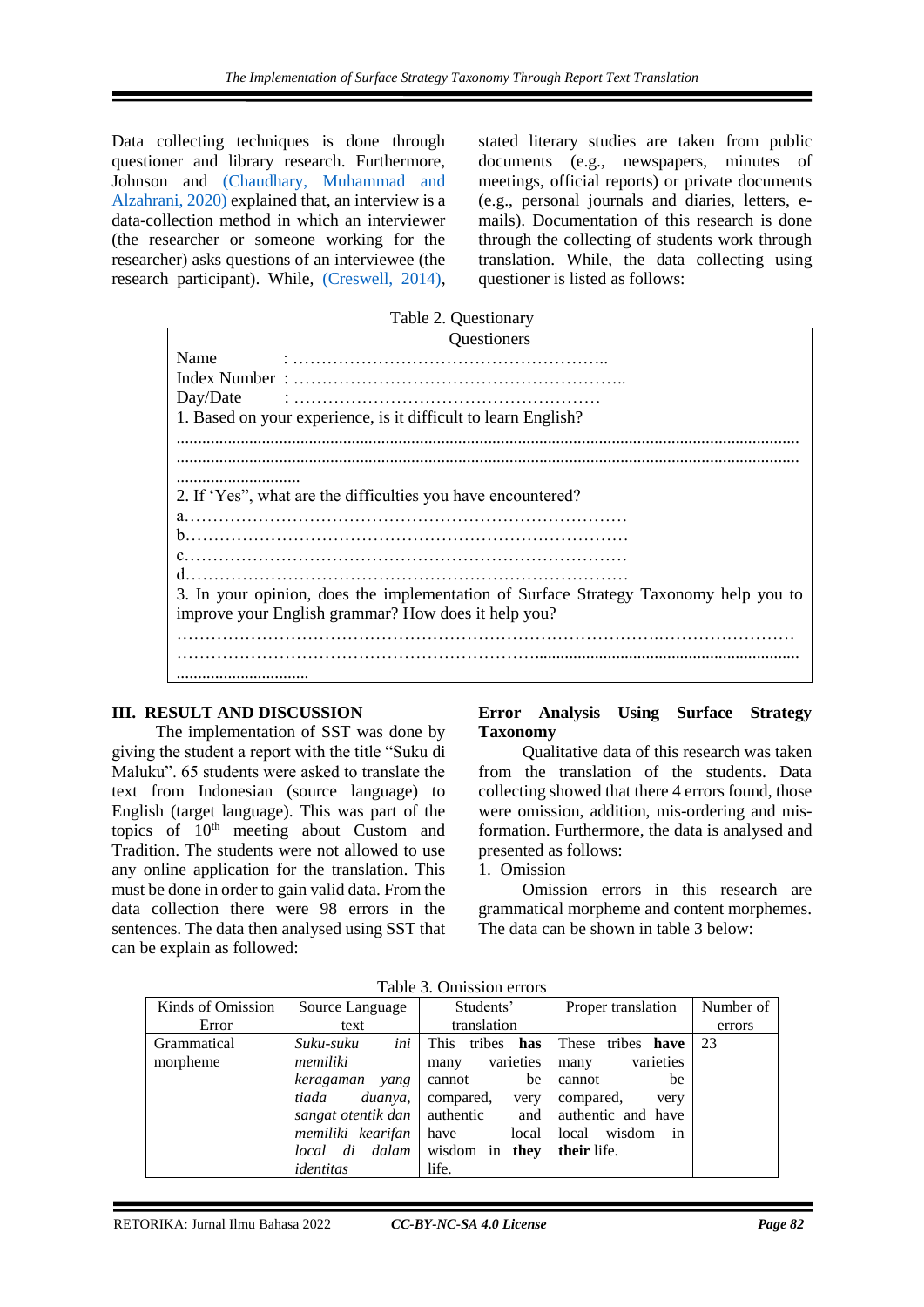Data collecting techniques is done through questioner and library research. Furthermore, Johnson and (Chaudhary, Muhammad and Alzahrani, 2020) explained that, an interview is a data-collection method in which an interviewer (the researcher or someone working for the researcher) asks questions of an interviewee (the research participant). While, (Creswell, 2014), stated literary studies are taken from public documents (e.g., newspapers, minutes of meetings, official reports) or private documents (e.g., personal journals and diaries, letters, e-mails). Documentation of this research is done through the collecting of students work through translation. While, the data collecting using questioner is listed as follows:

Table 2. Questionary

| Questioners |
|---|
| Name : ……………………………………………….. |
| Index Number : ………………………………………………….. |
| Day/Date : ……………………………………………… |
| 1. Based on your experience, is it difficult to learn English? |
| ........................................................................................................................................ |
| ........................................................................................................................................ |
| ............................. |
| 2. If 'Yes", what are the difficulties you have encountered? |
| a……………………………………………………………………. |
| b……………………………………………………………………. |
| c……………………………………………………………………. |
| d……………………………………………………………………. |
| 3. In your opinion, does the implementation of Surface Strategy Taxonomy help you to improve your English grammar? How does it help you? |
| ………………………………………………………………………………………………… |
| ……………………………………………………….............................................................. |
| ............................... |

## III. RESULT AND DISCUSSION

The implementation of SST was done by giving the student a report with the title "Suku di Maluku". 65 students were asked to translate the text from Indonesian (source language) to English (target language). This was part of the topics of 10th meeting about Custom and Tradition. The students were not allowed to use any online application for the translation. This must be done in order to gain valid data. From the data collection there were 98 errors in the sentences. The data then analysed using SST that can be explain as followed:

### Error Analysis Using Surface Strategy Taxonomy

Qualitative data of this research was taken from the translation of the students. Data collecting showed that there 4 errors found, those were omission, addition, mis-ordering and mis-formation. Furthermore, the data is analysed and presented as follows:

1. Omission

Omission errors in this research are grammatical morpheme and content morphemes. The data can be shown in table 3 below:

Table 3. Omission errors

| Kinds of Omission Error | Source Language text | Students' translation | Proper translation | Number of errors |
|---|---|---|---|---|
| Grammatical morpheme | *Suku-suku ini memiliki keragaman yang tiada duanya, sangat otentik dan memiliki kearifan local di dalam identitas* | This tribes **has** many varieties cannot be compared, very authentic and have local wisdom in **they** life. | These tribes **have** many varieties cannot be compared, very authentic and have local wisdom in **their** life. | 23 |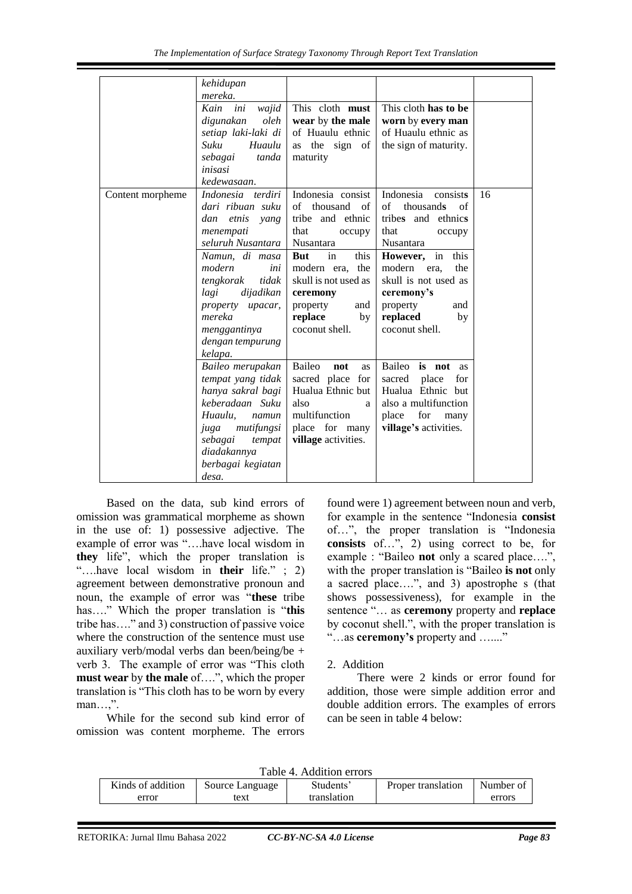| | | | | |
|---|---|---|---|---|
| | *kehidupan mereka.* | | | |
| | *Kain ini wajid digunakan oleh setiap laki-laki di Suku Huaulu sebagai tanda inisasi kedewasaan.* | This cloth **must wear** by **the male** of Huaulu ethnic as the sign of maturity | This cloth **has to be worn** by **every man** of Huaulu ethnic as the sign of maturity. | |
| Content morpheme | *Indonesia terdiri dari ribuan suku dan etnis yang menempati seluruh Nusantara* | Indonesia consist of thousand of tribe and ethnic that occupy Nusantara | Indonesia consist**s** of thousand**s** of tribe**s** and ethnic**s** that occupy Nusantara | 16 |
| | *Namun, di masa modern ini tengkorak tidak lagi dijadikan property upacar, mereka menggantinya dengan tempurung kelapa.* | **But** in this modern era, the skull is not used as **ceremony** property and **replace** by coconut shell. | **However,** in this modern era, the skull is not used as **ceremony's** property and **replaced** by coconut shell. | |
| | *Baileo merupakan tempat yang tidak hanya sakral bagi keberadaan Suku Huaulu, namun juga mutifungsi sebagai tempat diadakannya berbagai kegiatan desa.* | Baileo **not** as sacred place for Hualua Ethnic but also a multifunction place for many **village** activities. | Baileo **is not** as sacred place for Hualua Ethnic but also a multifunction place for many **village's** activities. | |

Based on the data, sub kind errors of omission was grammatical morpheme as shown in the use of: 1) possessive adjective. The example of error was "….have local wisdom in **they** life", which the proper translation is "….have local wisdom in **their** life." ; 2) agreement between demonstrative pronoun and noun, the example of error was "**these** tribe has…." Which the proper translation is "**this** tribe has…." and 3) construction of passive voice where the construction of the sentence must use auxiliary verb/modal verbs dan been/being/be + verb 3. The example of error was "This cloth **must wear** by **the male** of….", which the proper translation is "This cloth has to be worn by every man…,".

While for the second sub kind error of omission was content morpheme. The errors found were 1) agreement between noun and verb, for example in the sentence "Indonesia **consist** of…", the proper translation is "Indonesia **consists** of…", 2) using correct to be, for example : "Baileo **not** only a scared place….", with the proper translation is "Baileo **is not** only a sacred place….", and 3) apostrophe s (that shows possessiveness), for example in the sentence "… as **ceremony** property and **replace** by coconut shell.", with the proper translation is "…as **ceremony's** property and …...."

2. Addition

There were 2 kinds or error found for addition, those were simple addition error and double addition errors. The examples of errors can be seen in table 4 below:

Table 4. Addition errors

| Kinds of addition error | Source Language text | Students' translation | Proper translation | Number of errors |
|---|---|---|---|---|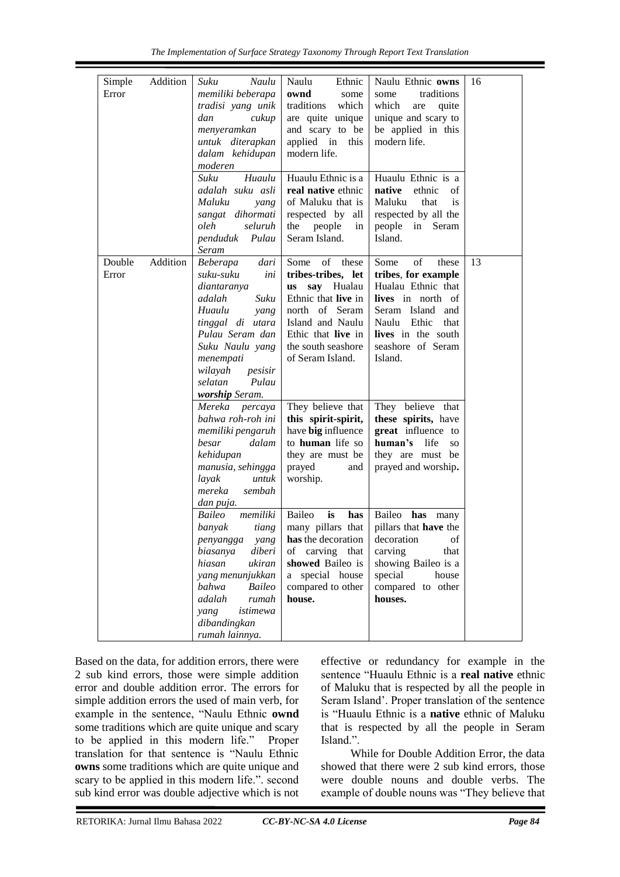| Simple Addition Error | *Suku Naulu memiliki beberapa tradisi yang unik dan cukup menyeramkan untuk diterapkan dalam kehidupan moderen* | Naulu Ethnic **ownd** some traditions which are quite unique and scary to be applied in this modern life. | Naulu Ethnic **owns** some traditions which are quite unique and scary to be applied in this modern life. | 16 |
|---|---|---|---|---|
| | *Suku Huaulu adalah suku asli Maluku yang sangat dihormati oleh seluruh penduduk Pulau Seram* | Huaulu Ethnic is a **real native** ethnic of Maluku that is respected by all the people in Seram Island. | Huaulu Ethnic is a **native** ethnic of Maluku that is respected by all the people in Seram Island. | |
| Double Addition Error | *Beberapa dari suku-suku ini diantaranya adalah Suku Huaulu yang tinggal di utara Pulau Seram dan Suku Naulu yang menempati wilayah pesisir selatan Pulau **worship** Seram.* | Some of these **tribes-tribes, let us say** Hualau Ethnic that **live** in north of Seram Island and Naulu Ethic that **live** in the south seashore of Seram Island. | Some of these **tribes**, **for example** Hualau Ethnic that **lives** in north of Seram Island and Naulu Ethic that **lives** in the south seashore of Seram Island. | 13 |
| | *Mereka percaya bahwa roh-roh ini memiliki pengaruh besar dalam kehidupan manusia, sehingga layak untuk mereka sembah dan puja.* | They believe that **this spirit-spirit,** have **big** influence to **human** life so they are must be prayed and worship. | They believe that **these spirits,** have **great** influence to **human's** life so they are must be prayed and worship**.** | |
| | *Baileo memiliki banyak tiang penyangga yang biasanya diberi hiasan ukiran yang menunjukkan bahwa Baileo adalah rumah yang istimewa dibandingkan rumah lainnya.* | Baileo **is has** many pillars that **has** the decoration of carving that **showed** Baileo is a special house compared to other **house.** | Baileo **has** many pillars that **have** the decoration of carving that showing Baileo is a special house compared to other **houses.** | |

Based on the data, for addition errors, there were 2 sub kind errors, those were simple addition error and double addition error. The errors for simple addition errors the used of main verb, for example in the sentence, "Naulu Ethnic **ownd** some traditions which are quite unique and scary to be applied in this modern life." Proper translation for that sentence is "Naulu Ethnic **owns** some traditions which are quite unique and scary to be applied in this modern life.". second sub kind error was double adjective which is not effective or redundancy for example in the sentence "Huaulu Ethnic is a **real native** ethnic of Maluku that is respected by all the people in Seram Island'. Proper translation of the sentence is "Huaulu Ethnic is a **native** ethnic of Maluku that is respected by all the people in Seram Island.".

While for Double Addition Error, the data showed that there were 2 sub kind errors, those were double nouns and double verbs. The example of double nouns was "They believe that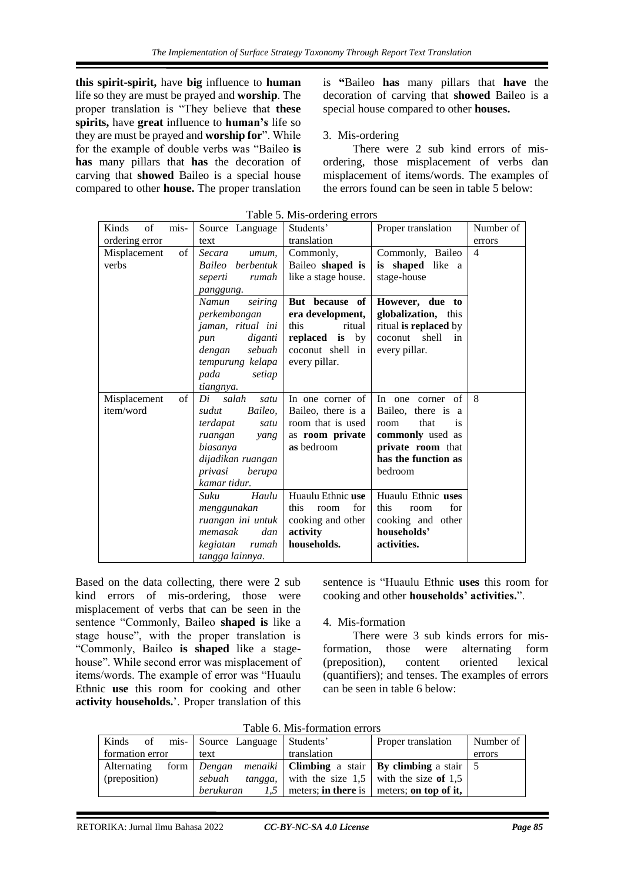**this spirit-spirit,** have **big** influence to **human** life so they are must be prayed and **worship**. The proper translation is "They believe that **these spirits,** have **great** influence to **human's** life so they are must be prayed and **worship for**". While for the example of double verbs was "Baileo **is has** many pillars that **has** the decoration of carving that **showed** Baileo is a special house compared to other **house.** The proper translation is **"**Baileo **has** many pillars that **have** the decoration of carving that **showed** Baileo is a special house compared to other **houses.**

3. Mis-ordering

There were 2 sub kind errors of mis-ordering, those misplacement of verbs dan misplacement of items/words. The examples of the errors found can be seen in table 5 below:

Table 5. Mis-ordering errors

| Kinds of mis-ordering error | Source Language text | Students' translation | Proper translation | Number of errors |
|---|---|---|---|---|
| Misplacement of verbs | *Secara umum, Baileo berbentuk seperti rumah panggung.* | Commonly, Baileo **shaped is** like a stage house. | Commonly, Baileo **is shaped** like a stage-house | 4 |
| | *Namun seiring perkembangan jaman, ritual ini pun diganti dengan sebuah tempurung kelapa pada setiap tiangnya.* | **But because of era development,** this ritual **replaced is** by coconut shell in every pillar. | **However, due to globalization,** this ritual **is replaced** by coconut shell in every pillar. | |
| Misplacement of item/word | *Di salah satu sudut Baileo, terdapat satu ruangan yang biasanya dijadikan ruangan privasi berupa kamar tidur.* | In one corner of Baileo, there is a room that is used as **room private as** bedroom | In one corner of Baileo, there is a room that is **commonly** used as **private room** that **has the function as** bedroom | 8 |
| | *Suku Haulu menggunakan ruangan ini untuk memasak dan kegiatan rumah tangga lainnya.* | Huaulu Ethnic **use** this room for cooking and other **activity households.** | Huaulu Ethnic **uses** this room for cooking and other **households' activities.** | |

Based on the data collecting, there were 2 sub kind errors of mis-ordering, those were misplacement of verbs that can be seen in the sentence "Commonly, Baileo **shaped is** like a stage house", with the proper translation is "Commonly, Baileo **is shaped** like a stage-house". While second error was misplacement of items/words. The example of error was "Huaulu Ethnic **use** this room for cooking and other **activity households.**'. Proper translation of this sentence is "Huaulu Ethnic **uses** this room for cooking and other **households' activities.**".

4. Mis-formation

There were 3 sub kinds errors for mis-formation, those were alternating form (preposition), content oriented lexical (quantifiers); and tenses. The examples of errors can be seen in table 6 below:

Table 6. Mis-formation errors

| Kinds of mis-formation error | Source Language text | Students' translation | Proper translation | Number of errors |
|---|---|---|---|---|
| Alternating form (preposition) | *Dengan menaiki sebuah tangga, berukuran 1,5* | **Climbing** a stair with the size 1,5 meters; **in there** is | **By climbing** a stair with the size **of** 1,5 meters; **on top of it,** | 5 |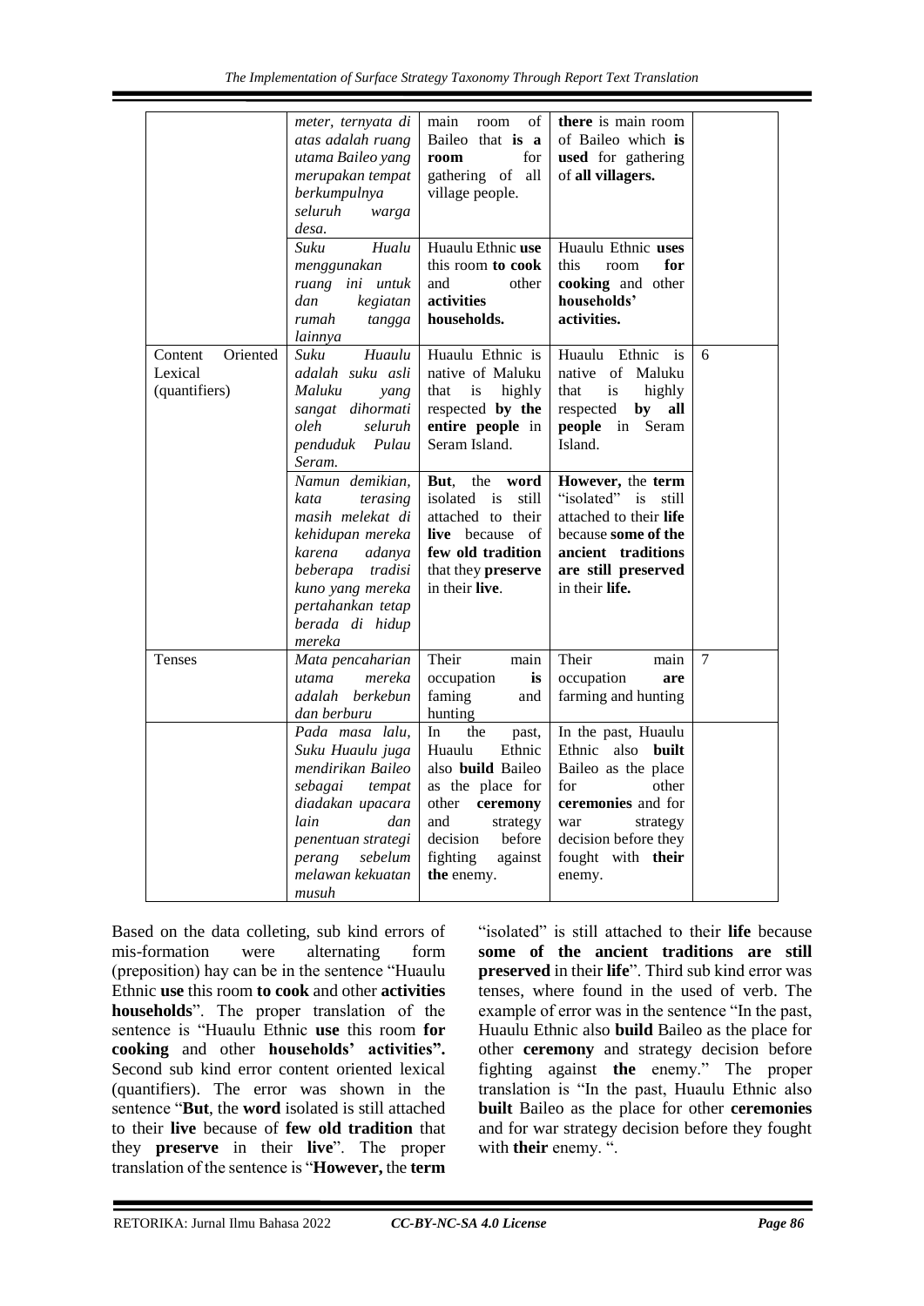| | *meter, ternyata di atas adalah ruang utama Baileo yang merupakan tempat berkumpulnya seluruh warga desa.* | main room of Baileo that **is a room** for gathering of all village people. | **there** is main room of Baileo which **is used** for gathering of **all villagers.** | |
|---|---|---|---|---|
| | *Suku Hualu menggunakan ruang ini untuk dan kegiatan rumah tangga lainnya* | Huaulu Ethnic **use** this room **to cook** and other **activities households.** | Huaulu Ethnic **uses** this room **for cooking** and other **households' activities.** | |
| Content Oriented Lexical (quantifiers) | *Suku Huaulu adalah suku asli Maluku yang sangat dihormati oleh seluruh penduduk Pulau Seram.* | Huaulu Ethnic is native of Maluku that is highly respected **by the entire people** in Seram Island. | Huaulu Ethnic is native of Maluku that is highly respected **by all people** in Seram Island. | 6 |
| | *Namun demikian, kata terasing masih melekat di kehidupan mereka karena adanya beberapa tradisi kuno yang mereka pertahankan tetap berada di hidup mereka* | **But**, the **word** isolated is still attached to their **live** because of **few old tradition** that they **preserve** in their **live**. | **However,** the **term** "isolated" is still attached to their **life** because **some of the ancient traditions are still preserved** in their **life.** | |
| Tenses | *Mata pencaharian utama mereka adalah berkebun dan berburu* | Their main occupation **is** faming and hunting | Their main occupation **are** farming and hunting | 7 |
| | *Pada masa lalu, Suku Huaulu juga mendirikan Baileo sebagai tempat diadakan upacara lain dan penentuan strategi perang sebelum melawan kekuatan musuh* | In the past, Huaulu Ethnic also **build** Baileo as the place for other **ceremony** and strategy decision before fighting against **the** enemy. | In the past, Huaulu Ethnic also **built** Baileo as the place for other **ceremonies** and for war strategy decision before they fought with **their** enemy. | |

Based on the data colleting, sub kind errors of mis-formation were alternating form (preposition) hay can be in the sentence "Huaulu Ethnic **use** this room **to cook** and other **activities households**". The proper translation of the sentence is "Huaulu Ethnic **use** this room **for cooking** and other **households' activities".** Second sub kind error content oriented lexical (quantifiers). The error was shown in the sentence "**But**, the **word** isolated is still attached to their **live** because of **few old tradition** that they **preserve** in their **live**". The proper translation of the sentence is "**However,** the **term** "isolated" is still attached to their **life** because **some of the ancient traditions are still preserved** in their **life**". Third sub kind error was tenses, where found in the used of verb. The example of error was in the sentence "In the past, Huaulu Ethnic also **build** Baileo as the place for other **ceremony** and strategy decision before fighting against **the** enemy." The proper translation is "In the past, Huaulu Ethnic also **built** Baileo as the place for other **ceremonies** and for war strategy decision before they fought with **their** enemy. ".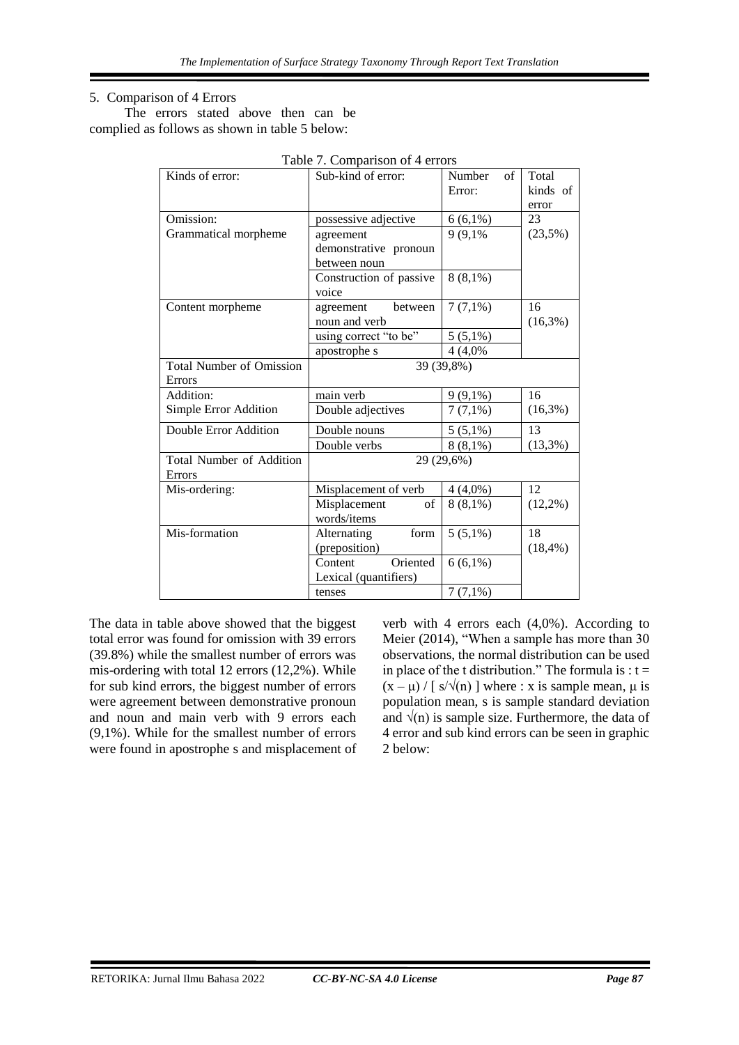5. Comparison of 4 Errors

The errors stated above then can be complied as follows as shown in table 5 below:

Table 7. Comparison of 4 errors

| Kinds of error: | Sub-kind of error: | Number of Error: | Total kinds of error |
|---|---|---|---|
| Omission: Grammatical morpheme | possessive adjective | 6 (6,1%) | 23 (23,5%) |
| | agreement demonstrative pronoun between noun | 9 (9,1% | |
| | Construction of passive voice | 8 (8,1%) | |
| Content morpheme | agreement between noun and verb | 7 (7,1%) | 16 (16,3%) |
| | using correct "to be" | 5 (5,1%) | |
| | apostrophe s | 4 (4,0% | |
| Total Number of Omission Errors | 39 (39,8%) | | |
| Addition: Simple Error Addition | main verb | 9 (9,1%) | 16 (16,3%) |
| | Double adjectives | 7 (7,1%) | |
| Double Error Addition | Double nouns | 5 (5,1%) | 13 (13,3%) |
| | Double verbs | 8 (8,1%) | |
| Total Number of Addition Errors | 29 (29,6%) | | |
| Mis-ordering: | Misplacement of verb | 4 (4,0%) | 12 (12,2%) |
| | Misplacement of words/items | 8 (8,1%) | |
| Mis-formation | Alternating form (preposition) | 5 (5,1%) | 18 (18,4%) |
| | Content Oriented Lexical (quantifiers) | 6 (6,1%) | |
| | tenses | 7 (7,1%) | |

The data in table above showed that the biggest total error was found for omission with 39 errors (39.8%) while the smallest number of errors was mis-ordering with total 12 errors (12,2%). While for sub kind errors, the biggest number of errors were agreement between demonstrative pronoun and noun and main verb with 9 errors each (9,1%). While for the smallest number of errors were found in apostrophe s and misplacement of verb with 4 errors each (4,0%). According to Meier (2014), "When a sample has more than 30 observations, the normal distribution can be used in place of the t distribution." The formula is : $t = (x - \mu) / [ s/\sqrt{(n)} ]$ where : x is sample mean, $\mu$ is population mean, s is sample standard deviation and $\sqrt{(n)}$ is sample size. Furthermore, the data of 4 error and sub kind errors can be seen in graphic 2 below: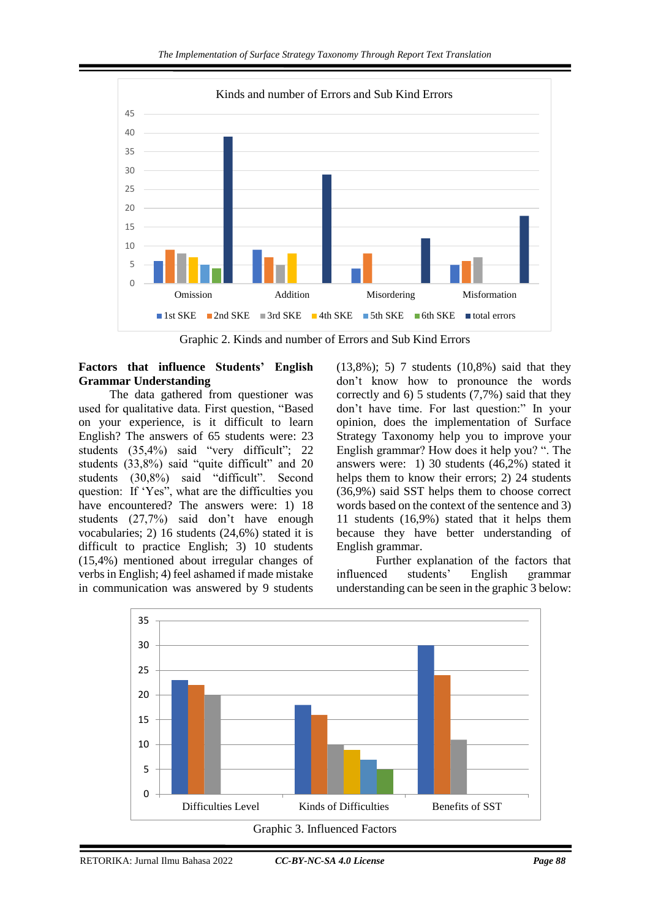Graphic 2. Kinds and number of Errors and Sub Kind Errors

**Factors that influence Students' English Grammar Understanding**

The data gathered from questioner was used for qualitative data. First question, "Based on your experience, is it difficult to learn English? The answers of 65 students were: 23 students (35,4%) said "very difficult"; 22 students (33,8%) said "quite difficult" and 20 students (30,8%) said "difficult". Second question: If 'Yes", what are the difficulties you have encountered? The answers were: 1) 18 students (27,7%) said don't have enough vocabularies; 2) 16 students (24,6%) stated it is difficult to practice English; 3) 10 students (15,4%) mentioned about irregular changes of verbs in English; 4) feel ashamed if made mistake in communication was answered by 9 students (13,8%); 5) 7 students (10,8%) said that they don't know how to pronounce the words correctly and 6) 5 students (7,7%) said that they don't have time. For last question:" In your opinion, does the implementation of Surface Strategy Taxonomy help you to improve your English grammar? How does it help you? ". The answers were: 1) 30 students (46,2%) stated it helps them to know their errors; 2) 24 students (36,9%) said SST helps them to choose correct words based on the context of the sentence and 3) 11 students (16,9%) stated that it helps them because they have better understanding of English grammar.

Further explanation of the factors that influenced students' English grammar understanding can be seen in the graphic 3 below:

Graphic 3. Influenced Factors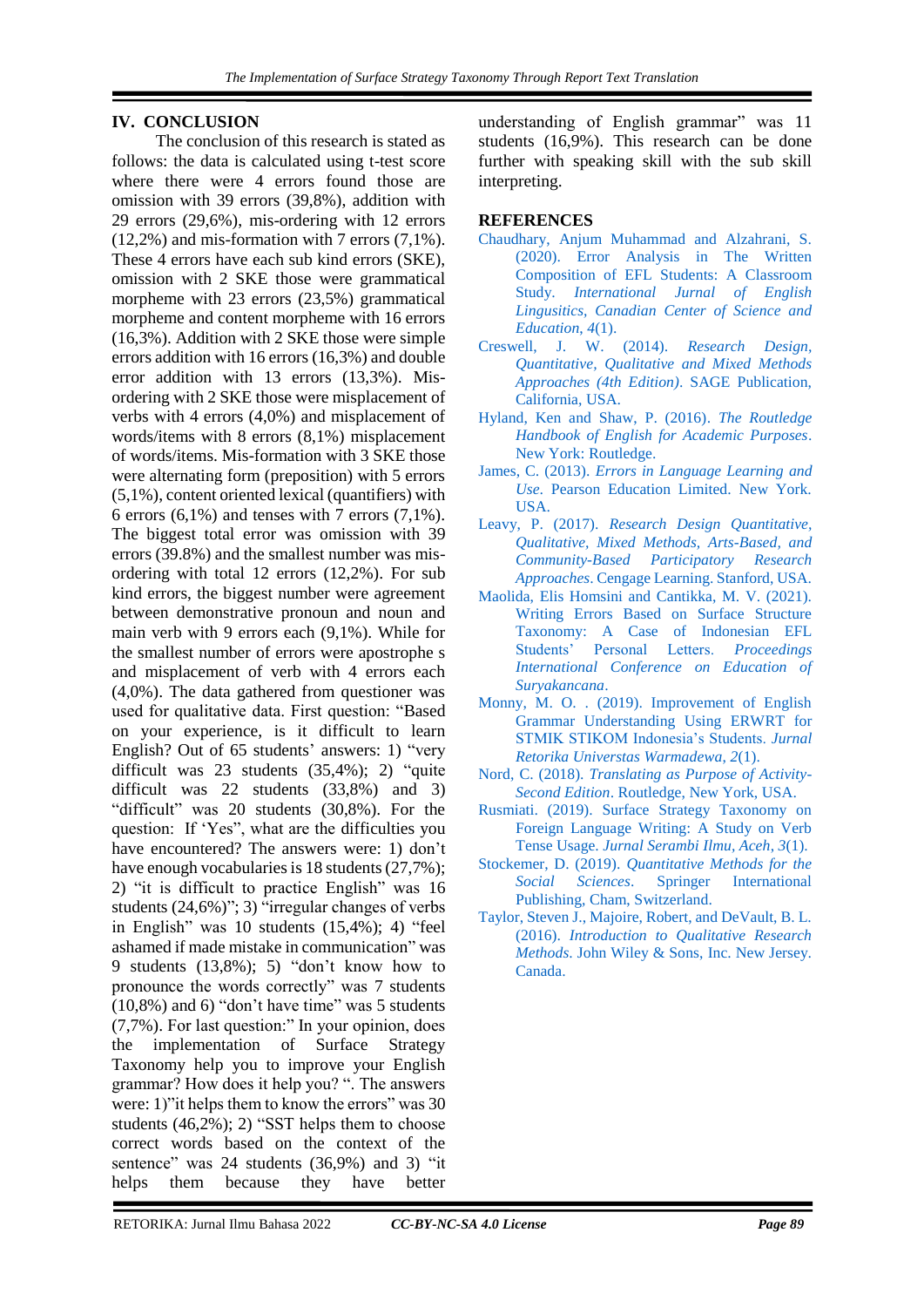## IV. CONCLUSION

The conclusion of this research is stated as follows: the data is calculated using t-test score where there were 4 errors found those are omission with 39 errors (39,8%), addition with 29 errors (29,6%), mis-ordering with 12 errors (12,2%) and mis-formation with 7 errors (7,1%). These 4 errors have each sub kind errors (SKE), omission with 2 SKE those were grammatical morpheme with 23 errors (23,5%) grammatical morpheme and content morpheme with 16 errors (16,3%). Addition with 2 SKE those were simple errors addition with 16 errors (16,3%) and double error addition with 13 errors (13,3%). Mis-ordering with 2 SKE those were misplacement of verbs with 4 errors (4,0%) and misplacement of words/items with 8 errors (8,1%) misplacement of words/items. Mis-formation with 3 SKE those were alternating form (preposition) with 5 errors (5,1%), content oriented lexical (quantifiers) with 6 errors (6,1%) and tenses with 7 errors (7,1%). The biggest total error was omission with 39 errors (39.8%) and the smallest number was mis-ordering with total 12 errors (12,2%). For sub kind errors, the biggest number were agreement between demonstrative pronoun and noun and main verb with 9 errors each (9,1%). While for the smallest number of errors were apostrophe s and misplacement of verb with 4 errors each (4,0%). The data gathered from questioner was used for qualitative data. First question: "Based on your experience, is it difficult to learn English? Out of 65 students' answers: 1) "very difficult was 23 students (35,4%); 2) "quite difficult was 22 students (33,8%) and 3) "difficult" was 20 students (30,8%). For the question: If 'Yes", what are the difficulties you have encountered? The answers were: 1) don't have enough vocabularies is 18 students (27,7%); 2) "it is difficult to practice English" was 16 students (24,6%)"; 3) "irregular changes of verbs in English" was 10 students (15,4%); 4) "feel ashamed if made mistake in communication" was 9 students (13,8%); 5) "don't know how to pronounce the words correctly" was 7 students (10,8%) and 6) "don't have time" was 5 students (7,7%). For last question:" In your opinion, does the implementation of Surface Strategy Taxonomy help you to improve your English grammar? How does it help you? ". The answers were: 1)"it helps them to know the errors" was 30 students (46,2%); 2) "SST helps them to choose correct words based on the context of the sentence" was 24 students (36,9%) and 3) "it helps them because they have better understanding of English grammar" was 11 students (16,9%). This research can be done further with speaking skill with the sub skill interpreting.

## REFERENCES

Chaudhary, Anjum Muhammad and Alzahrani, S. (2020). Error Analysis in The Written Composition of EFL Students: A Classroom Study. *International Jurnal of English Lingusitics, Canadian Center of Science and Education, 4*(1).

Creswell, J. W. (2014). *Research Design, Quantitative, Qualitative and Mixed Methods Approaches (4th Edition)*. SAGE Publication, California, USA.

Hyland, Ken and Shaw, P. (2016). *The Routledge Handbook of English for Academic Purposes*. New York: Routledge.

James, C. (2013). *Errors in Language Learning and Use*. Pearson Education Limited. New York. USA.

Leavy, P. (2017). *Research Design Quantitative, Qualitative, Mixed Methods, Arts-Based, and Community-Based Participatory Research Approaches*. Cengage Learning. Stanford, USA.

Maolida, Elis Homsini and Cantikka, M. V. (2021). Writing Errors Based on Surface Structure Taxonomy: A Case of Indonesian EFL Students' Personal Letters. *Proceedings International Conference on Education of Suryakancana*.

Monny, M. O. . (2019). Improvement of English Grammar Understanding Using ERWRT for STMIK STIKOM Indonesia's Students. *Jurnal Retorika Universtas Warmadewa, 2*(1).

Nord, C. (2018). *Translating as Purpose of Activity-Second Edition*. Routledge, New York, USA.

Rusmiati. (2019). Surface Strategy Taxonomy on Foreign Language Writing: A Study on Verb Tense Usage. *Jurnal Serambi Ilmu, Aceh, 3*(1).

Stockemer, D. (2019). *Quantitative Methods for the Social Sciences*. Springer International Publishing, Cham, Switzerland.

Taylor, Steven J., Majoire, Robert, and DeVault, B. L. (2016). *Introduction to Qualitative Research Methods*. John Wiley & Sons, Inc. New Jersey. Canada.